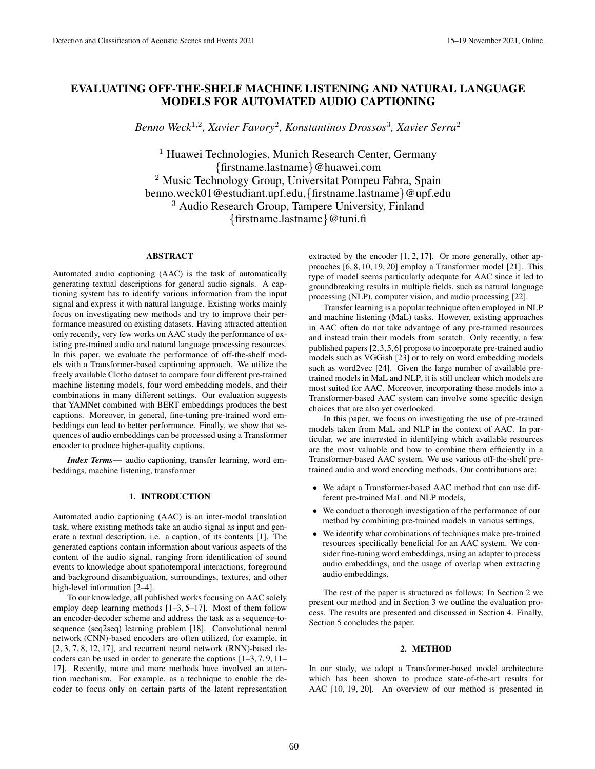# EVALUATING OFF-THE-SHELF MACHINE LISTENING AND NATURAL LANGUAGE MODELS FOR AUTOMATED AUDIO CAPTIONING

*Benno Weck*[1,2], *Xavier Favory*[2], *Konstantinos Drossos*[3], *Xavier Serra*[2]

[1] Huawei Technologies, Munich Research Center, Germany
{firstname.lastname}@huawei.com
[2] Music Technology Group, Universitat Pompeu Fabra, Spain
benno.weck01@estudiant.upf.edu,{firstname.lastname}@upf.edu
[3] Audio Research Group, Tampere University, Finland
{firstname.lastname}@tuni.fi

## ABSTRACT

Automated audio captioning (AAC) is the task of automatically generating textual descriptions for general audio signals. A captioning system has to identify various information from the input signal and express it with natural language. Existing works mainly focus on investigating new methods and try to improve their performance measured on existing datasets. Having attracted attention only recently, very few works on AAC study the performance of existing pre-trained audio and natural language processing resources. In this paper, we evaluate the performance of off-the-shelf models with a Transformer-based captioning approach. We utilize the freely available Clotho dataset to compare four different pre-trained machine listening models, four word embedding models, and their combinations in many different settings. Our evaluation suggests that YAMNet combined with BERT embeddings produces the best captions. Moreover, in general, fine-tuning pre-trained word embeddings can lead to better performance. Finally, we show that sequences of audio embeddings can be processed using a Transformer encoder to produce higher-quality captions.

***Index Terms*—** audio captioning, transfer learning, word embeddings, machine listening, transformer

## 1. INTRODUCTION

Automated audio captioning (AAC) is an inter-modal translation task, where existing methods take an audio signal as input and generate a textual description, i.e. a caption, of its contents [1]. The generated captions contain information about various aspects of the content of the audio signal, ranging from identification of sound events to knowledge about spatiotemporal interactions, foreground and background disambiguation, surroundings, textures, and other high-level information [2–4].

To our knowledge, all published works focusing on AAC solely employ deep learning methods [1–3, 5–17]. Most of them follow an encoder-decoder scheme and address the task as a sequence-to-sequence (seq2seq) learning problem [18]. Convolutional neural network (CNN)-based encoders are often utilized, for example, in [2, 3, 7, 8, 12, 17], and recurrent neural network (RNN)-based decoders can be used in order to generate the captions [1–3, 7, 9, 11–17]. Recently, more and more methods have involved an attention mechanism. For example, as a technique to enable the decoder to focus only on certain parts of the latent representation extracted by the encoder [1, 2, 17]. Or more generally, other approaches [6, 8, 10, 19, 20] employ a Transformer model [21]. This type of model seems particularly adequate for AAC since it led to groundbreaking results in multiple fields, such as natural language processing (NLP), computer vision, and audio processing [22].

Transfer learning is a popular technique often employed in NLP and machine listening (MaL) tasks. However, existing approaches in AAC often do not take advantage of any pre-trained resources and instead train their models from scratch. Only recently, a few published papers [2, 3, 5, 6] propose to incorporate pre-trained audio models such as VGGish [23] or to rely on word embedding models such as word2vec [24]. Given the large number of available pre-trained models in MaL and NLP, it is still unclear which models are most suited for AAC. Moreover, incorporating these models into a Transformer-based AAC system can involve some specific design choices that are also yet overlooked.

In this paper, we focus on investigating the use of pre-trained models taken from MaL and NLP in the context of AAC. In particular, we are interested in identifying which available resources are the most valuable and how to combine them efficiently in a Transformer-based AAC system. We use various off-the-shelf pre-trained audio and word encoding methods. Our contributions are:

- We adapt a Transformer-based AAC method that can use different pre-trained MaL and NLP models,
- We conduct a thorough investigation of the performance of our method by combining pre-trained models in various settings,
- We identify what combinations of techniques make pre-trained resources specifically beneficial for an AAC system. We consider fine-tuning word embeddings, using an adapter to process audio embeddings, and the usage of overlap when extracting audio embeddings.

The rest of the paper is structured as follows: In Section 2 we present our method and in Section 3 we outline the evaluation process. The results are presented and discussed in Section 4. Finally, Section 5 concludes the paper.

## 2. METHOD

In our study, we adopt a Transformer-based model architecture which has been shown to produce state-of-the-art results for AAC [10, 19, 20]. An overview of our method is presented in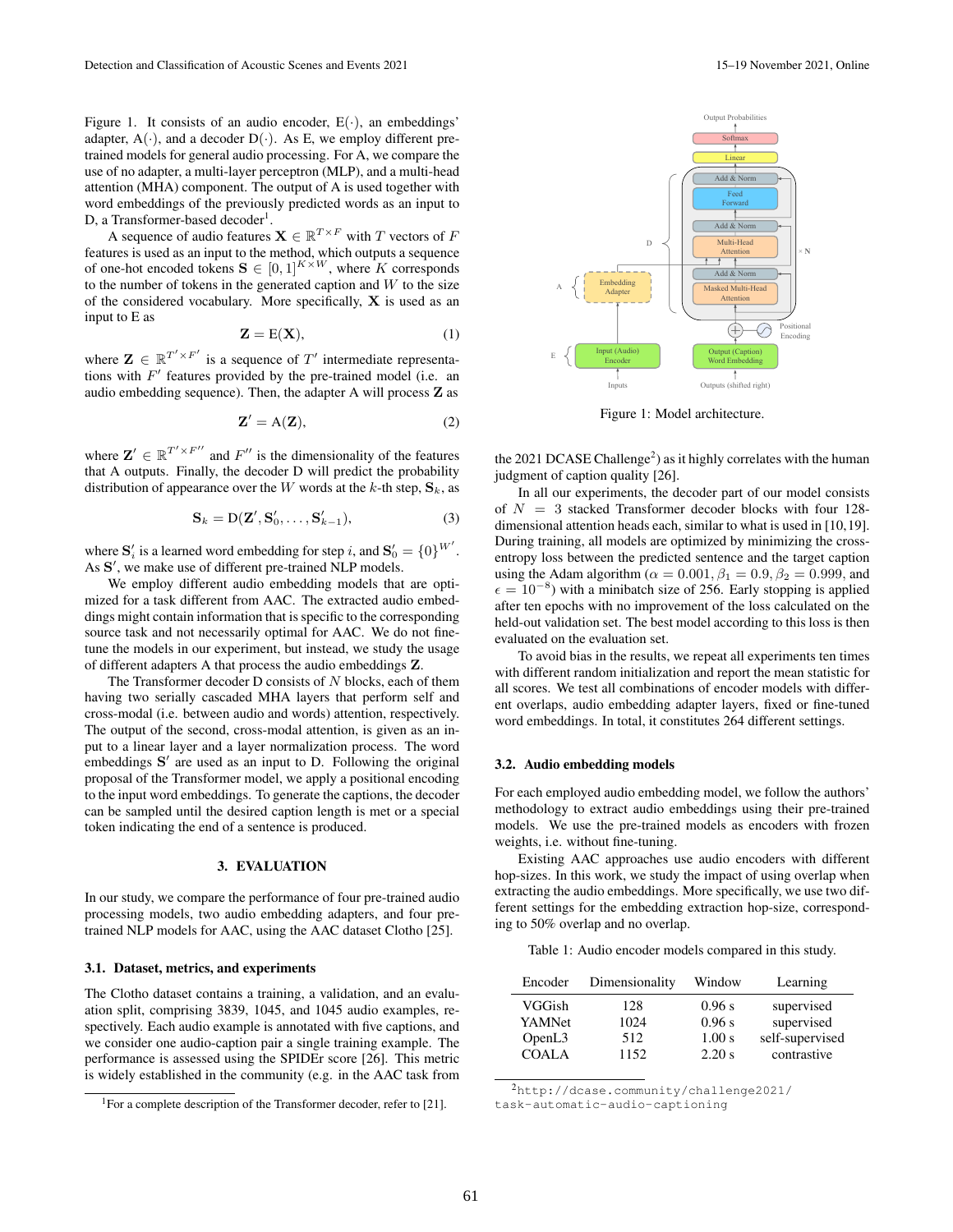Figure 1. It consists of an audio encoder, $\text{E}(\cdot)$, an embeddings' adapter, $\text{A}(\cdot)$, and a decoder $\text{D}(\cdot)$. As E, we employ different pre-trained models for general audio processing. For A, we compare the use of no adapter, a multi-layer perceptron (MLP), and a multi-head attention (MHA) component. The output of A is used together with word embeddings of the previously predicted words as an input to D, a Transformer-based decoder[1].

A sequence of audio features $\mathbf{X} \in \mathbb{R}^{T \times F}$ with $T$ vectors of $F$ features is used as an input to the method, which outputs a sequence of one-hot encoded tokens $\mathbf{S} \in [0,1]^{K \times W}$, where $K$ corresponds to the number of tokens in the generated caption and $W$ to the size of the considered vocabulary. More specifically, $\mathbf{X}$ is used as an input to E as

$$\mathbf{Z} = \text{E}(\mathbf{X}), \tag{1}$$

where $\mathbf{Z} \in \mathbb{R}^{T' \times F'}$ is a sequence of $T'$ intermediate representations with $F'$ features provided by the pre-trained model (i.e. an audio embedding sequence). Then, the adapter A will process $\mathbf{Z}$ as

$$\mathbf{Z}' = \text{A}(\mathbf{Z}), \tag{2}$$

where $\mathbf{Z}' \in \mathbb{R}^{T' \times F''}$ and $F''$ is the dimensionality of the features that A outputs. Finally, the decoder D will predict the probability distribution of appearance over the $W$ words at the $k$-th step, $\mathbf{S}_k$, as

$$\mathbf{S}_k = \text{D}(\mathbf{Z}', \mathbf{S}'_0, \ldots, \mathbf{S}'_{k-1}), \tag{3}$$

where $\mathbf{S}'_i$ is a learned word embedding for step $i$, and $\mathbf{S}'_0 = \{0\}^{W'}$. As $\mathbf{S}'$, we make use of different pre-trained NLP models.

We employ different audio embedding models that are optimized for a task different from AAC. The extracted audio embeddings might contain information that is specific to the corresponding source task and not necessarily optimal for AAC. We do not fine-tune the models in our experiment, but instead, we study the usage of different adapters A that process the audio embeddings $\mathbf{Z}$.

The Transformer decoder D consists of $N$ blocks, each of them having two serially cascaded MHA layers that perform self and cross-modal (i.e. between audio and words) attention, respectively. The output of the second, cross-modal attention, is given as an input to a linear layer and a layer normalization process. The word embeddings $\mathbf{S}'$ are used as an input to D. Following the original proposal of the Transformer model, we apply a positional encoding to the input word embeddings. To generate the captions, the decoder can be sampled until the desired caption length is met or a special token indicating the end of a sentence is produced.

Figure 1: Model architecture.

## 3. EVALUATION

In our study, we compare the performance of four pre-trained audio processing models, two audio embedding adapters, and four pre-trained NLP models for AAC, using the AAC dataset Clotho [25].

### 3.1. Dataset, metrics, and experiments

The Clotho dataset contains a training, a validation, and an evaluation split, comprising 3839, 1045, and 1045 audio examples, respectively. Each audio example is annotated with five captions, and we consider one audio-caption pair a single training example. The performance is assessed using the SPIDEr score [26]. This metric is widely established in the community (e.g. in the AAC task from the 2021 DCASE Challenge[2]) as it highly correlates with the human judgment of caption quality [26].

In all our experiments, the decoder part of our model consists of $N = 3$ stacked Transformer decoder blocks with four 128-dimensional attention heads each, similar to what is used in [10, 19]. During training, all models are optimized by minimizing the cross-entropy loss between the predicted sentence and the target caption using the Adam algorithm ($\alpha = 0.001, \beta_1 = 0.9, \beta_2 = 0.999$, and $\epsilon = 10^{-8}$) with a minibatch size of 256. Early stopping is applied after ten epochs with no improvement of the loss calculated on the held-out validation set. The best model according to this loss is then evaluated on the evaluation set.

To avoid bias in the results, we repeat all experiments ten times with different random initialization and report the mean statistic for all scores. We test all combinations of encoder models with different overlaps, audio embedding adapter layers, fixed or fine-tuned word embeddings. In total, it constitutes 264 different settings.

### 3.2. Audio embedding models

For each employed audio embedding model, we follow the authors' methodology to extract audio embeddings using their pre-trained models. We use the pre-trained models as encoders with frozen weights, i.e. without fine-tuning.

Existing AAC approaches use audio encoders with different hop-sizes. In this work, we study the impact of using overlap when extracting the audio embeddings. More specifically, we use two different settings for the embedding extraction hop-size, corresponding to 50% overlap and no overlap.

Table 1: Audio encoder models compared in this study.

| Encoder | Dimensionality | Window | Learning |
|---|---|---|---|
| VGGish | 128 | 0.96 s | supervised |
| YAMNet | 1024 | 0.96 s | supervised |
| OpenL3 | 512 | 1.00 s | self-supervised |
| COALA | 1152 | 2.20 s | contrastive |

[1] For a complete description of the Transformer decoder, refer to [21].

[2] http://dcase.community/challenge2021/task-automatic-audio-captioning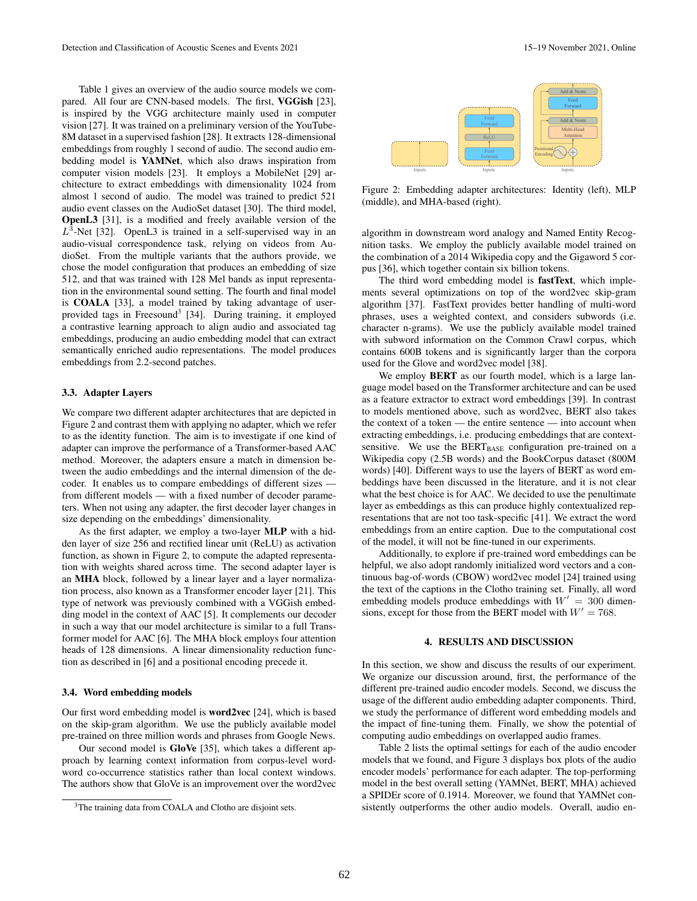Table 1 gives an overview of the audio source models we compared. All four are CNN-based models. The first, **VGGish** [23], is inspired by the VGG architecture mainly used in computer vision [27]. It was trained on a preliminary version of the YouTube-8M dataset in a supervised fashion [28]. It extracts 128-dimensional embeddings from roughly 1 second of audio. The second audio embedding model is **YAMNet**, which also draws inspiration from computer vision models [23]. It employs a MobileNet [29] architecture to extract embeddings with dimensionality 1024 from almost 1 second of audio. The model was trained to predict 521 audio event classes on the AudioSet dataset [30]. The third model, **OpenL3** [31], is a modified and freely available version of the $L^3$-Net [32]. OpenL3 is trained in a self-supervised way in an audio-visual correspondence task, relying on videos from AudioSet. From the multiple variants that the authors provide, we chose the model configuration that produces an embedding of size 512, and that was trained with 128 Mel bands as input representation in the environmental sound setting. The fourth and final model is **COALA** [33], a model trained by taking advantage of user-provided tags in Freesound[3] [34]. During training, it employed a contrastive learning approach to align audio and associated tag embeddings, producing an audio embedding model that can extract semantically enriched audio representations. The model produces embeddings from 2.2-second patches.

### 3.3. Adapter Layers

We compare two different adapter architectures that are depicted in Figure 2 and contrast them with applying no adapter, which we refer to as the identity function. The aim is to investigate if one kind of adapter can improve the performance of a Transformer-based AAC method. Moreover, the adapters ensure a match in dimension between the audio embeddings and the internal dimension of the decoder. It enables us to compare embeddings of different sizes — from different models — with a fixed number of decoder parameters. When not using any adapter, the first decoder layer changes in size depending on the embeddings' dimensionality.

As the first adapter, we employ a two-layer **MLP** with a hidden layer of size 256 and rectified linear unit (ReLU) as activation function, as shown in Figure 2, to compute the adapted representation with weights shared across time. The second adapter layer is an **MHA** block, followed by a linear layer and a layer normalization process, also known as a Transformer encoder layer [21]. This type of network was previously combined with a VGGish embedding model in the context of AAC [5]. It complements our decoder in such a way that our model architecture is similar to a full Transformer model for AAC [6]. The MHA block employs four attention heads of 128 dimensions. A linear dimensionality reduction function as described in [6] and a positional encoding precede it.

### 3.4. Word embedding models

Our first word embedding model is **word2vec** [24], which is based on the skip-gram algorithm. We use the publicly available model pre-trained on three million words and phrases from Google News.

Our second model is **GloVe** [35], which takes a different approach by learning context information from corpus-level word-word co-occurrence statistics rather than local context windows. The authors show that GloVe is an improvement over the word2vec algorithm in downstream word analogy and Named Entity Recognition tasks. We employ the publicly available model trained on the combination of a 2014 Wikipedia copy and the Gigaword 5 corpus [36], which together contain six billion tokens.

[3] The training data from COALA and Clotho are disjoint sets.

Figure 2: Embedding adapter architectures: Identity (left), MLP (middle), and MHA-based (right).

The third word embedding model is **fastText**, which implements several optimizations on top of the word2vec skip-gram algorithm [37]. FastText provides better handling of multi-word phrases, uses a weighted context, and considers subwords (i.e. character n-grams). We use the publicly available model trained with subword information on the Common Crawl corpus, which contains 600B tokens and is significantly larger than the corpora used for the Glove and word2vec model [38].

We employ **BERT** as our fourth model, which is a large language model based on the Transformer architecture and can be used as a feature extractor to extract word embeddings [39]. In contrast to models mentioned above, such as word2vec, BERT also takes the context of a token — the entire sentence — into account when extracting embeddings, i.e. producing embeddings that are context-sensitive. We use the $\text{BERT}_{\text{BASE}}$ configuration pre-trained on a Wikipedia copy (2.5B words) and the BookCorpus dataset (800M words) [40]. Different ways to use the layers of BERT as word embeddings have been discussed in the literature, and it is not clear what the best choice is for AAC. We decided to use the penultimate layer as embeddings as this can produce highly contextualized representations that are not too task-specific [41]. We extract the word embeddings from an entire caption. Due to the computational cost of the model, it will not be fine-tuned in our experiments.

Additionally, to explore if pre-trained word embeddings can be helpful, we also adopt randomly initialized word vectors and a continuous bag-of-words (CBOW) word2vec model [24] trained using the text of the captions in the Clotho training set. Finally, all word embedding models produce embeddings with $W' = 300$ dimensions, except for those from the BERT model with $W' = 768$.

## 4. RESULTS AND DISCUSSION

In this section, we show and discuss the results of our experiment. We organize our discussion around, first, the performance of the different pre-trained audio encoder models. Second, we discuss the usage of the different audio embedding adapter components. Third, we study the performance of different word embedding models and the impact of fine-tuning them. Finally, we show the potential of computing audio embeddings on overlapped audio frames.

Table 2 lists the optimal settings for each of the audio encoder models that we found, and Figure 3 displays box plots of the audio encoder models' performance for each adapter. The top-performing model in the best overall setting (YAMNet, BERT, MHA) achieved a SPIDEr score of 0.1914. Moreover, we found that YAMNet consistently outperforms the other audio models. Overall, audio en-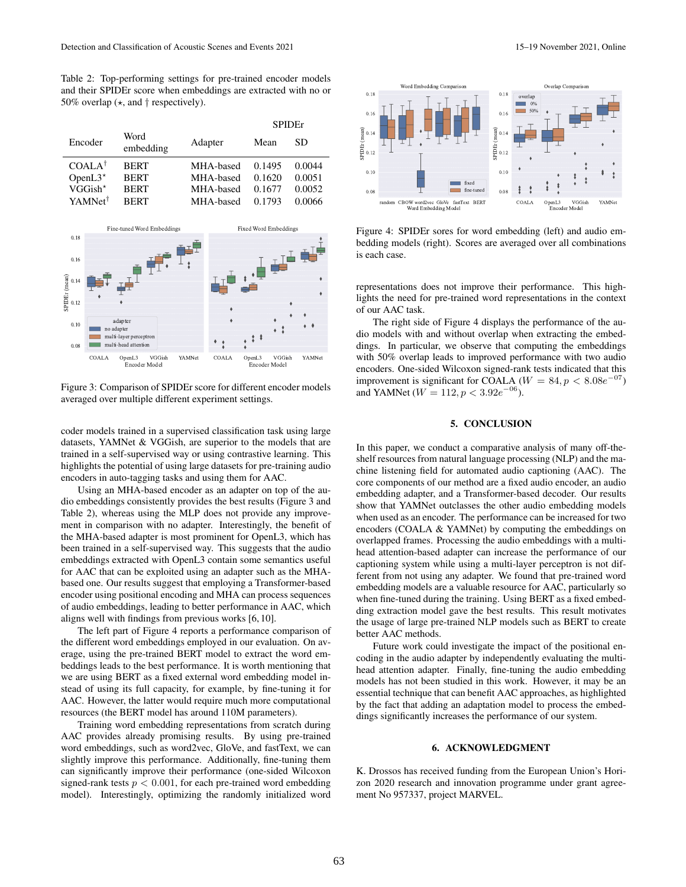Table 2: Top-performing settings for pre-trained encoder models and their SPIDEr score when embeddings are extracted with no or 50% overlap (⋆, and † respectively).

| Encoder | Word embedding | Adapter | SPIDEr | |
|---|---|---|---|---|
| | | | Mean | SD |
| COALA† | BERT | MHA-based | 0.1495 | 0.0044 |
| OpenL3⋆ | BERT | MHA-based | 0.1620 | 0.0051 |
| VGGish⋆ | BERT | MHA-based | 0.1677 | 0.0052 |
| YAMNet† | BERT | MHA-based | 0.1793 | 0.0066 |

Figure 3: Comparison of SPIDEr score for different encoder models averaged over multiple different experiment settings.

coder models trained in a supervised classification task using large datasets, YAMNet & VGGish, are superior to the models that are trained in a self-supervised way or using contrastive learning. This highlights the potential of using large datasets for pre-training audio encoders in auto-tagging tasks and using them for AAC.

Using an MHA-based encoder as an adapter on top of the audio embeddings consistently provides the best results (Figure 3 and Table 2), whereas using the MLP does not provide any improvement in comparison with no adapter. Interestingly, the benefit of the MHA-based adapter is most prominent for OpenL3, which has been trained in a self-supervised way. This suggests that the audio embeddings extracted with OpenL3 contain some semantics useful for AAC that can be exploited using an adapter such as the MHA-based one. Our results suggest that employing a Transformer-based encoder using positional encoding and MHA can process sequences of audio embeddings, leading to better performance in AAC, which aligns well with findings from previous works [6, 10].

The left part of Figure 4 reports a performance comparison of the different word embeddings employed in our evaluation. On average, using the pre-trained BERT model to extract the word embeddings leads to the best performance. It is worth mentioning that we are using BERT as a fixed external word embedding model instead of using its full capacity, for example, by fine-tuning it for AAC. However, the latter would require much more computational resources (the BERT model has around 110M parameters).

Training word embedding representations from scratch during AAC provides already promising results. By using pre-trained word embeddings, such as word2vec, GloVe, and fastText, we can slightly improve this performance. Additionally, fine-tuning them can significantly improve their performance (one-sided Wilcoxon signed-rank tests $p < 0.001$, for each pre-trained word embedding model). Interestingly, optimizing the randomly initialized word representations does not improve their performance. This highlights the need for pre-trained word representations in the context of our AAC task.

Figure 4: SPIDEr sores for word embedding (left) and audio embedding models (right). Scores are averaged over all combinations is each case.

The right side of Figure 4 displays the performance of the audio models with and without overlap when extracting the embeddings. In particular, we observe that computing the embeddings with 50% overlap leads to improved performance with two audio encoders. One-sided Wilcoxon signed-rank tests indicated that this improvement is significant for COALA ($W = 84, p < 8.08e^{-07}$) and YAMNet ($W = 112, p < 3.92e^{-06}$).

## 5. CONCLUSION

In this paper, we conduct a comparative analysis of many off-the-shelf resources from natural language processing (NLP) and the machine listening field for automated audio captioning (AAC). The core components of our method are a fixed audio encoder, an audio embedding adapter, and a Transformer-based decoder. Our results show that YAMNet outclasses the other audio embedding models when used as an encoder. The performance can be increased for two encoders (COALA & YAMNet) by computing the embeddings on overlapped frames. Processing the audio embeddings with a multi-head attention-based adapter can increase the performance of our captioning system while using a multi-layer perceptron is not different from not using any adapter. We found that pre-trained word embedding models are a valuable resource for AAC, particularly so when fine-tuned during the training. Using BERT as a fixed embedding extraction model gave the best results. This result motivates the usage of large pre-trained NLP models such as BERT to create better AAC methods.

Future work could investigate the impact of the positional encoding in the audio adapter by independently evaluating the multi-head attention adapter. Finally, fine-tuning the audio embedding models has not been studied in this work. However, it may be an essential technique that can benefit AAC approaches, as highlighted by the fact that adding an adaptation model to process the embeddings significantly increases the performance of our system.

## 6. ACKNOWLEDGMENT

K. Drossos has received funding from the European Union's Horizon 2020 research and innovation programme under grant agreement No 957337, project MARVEL.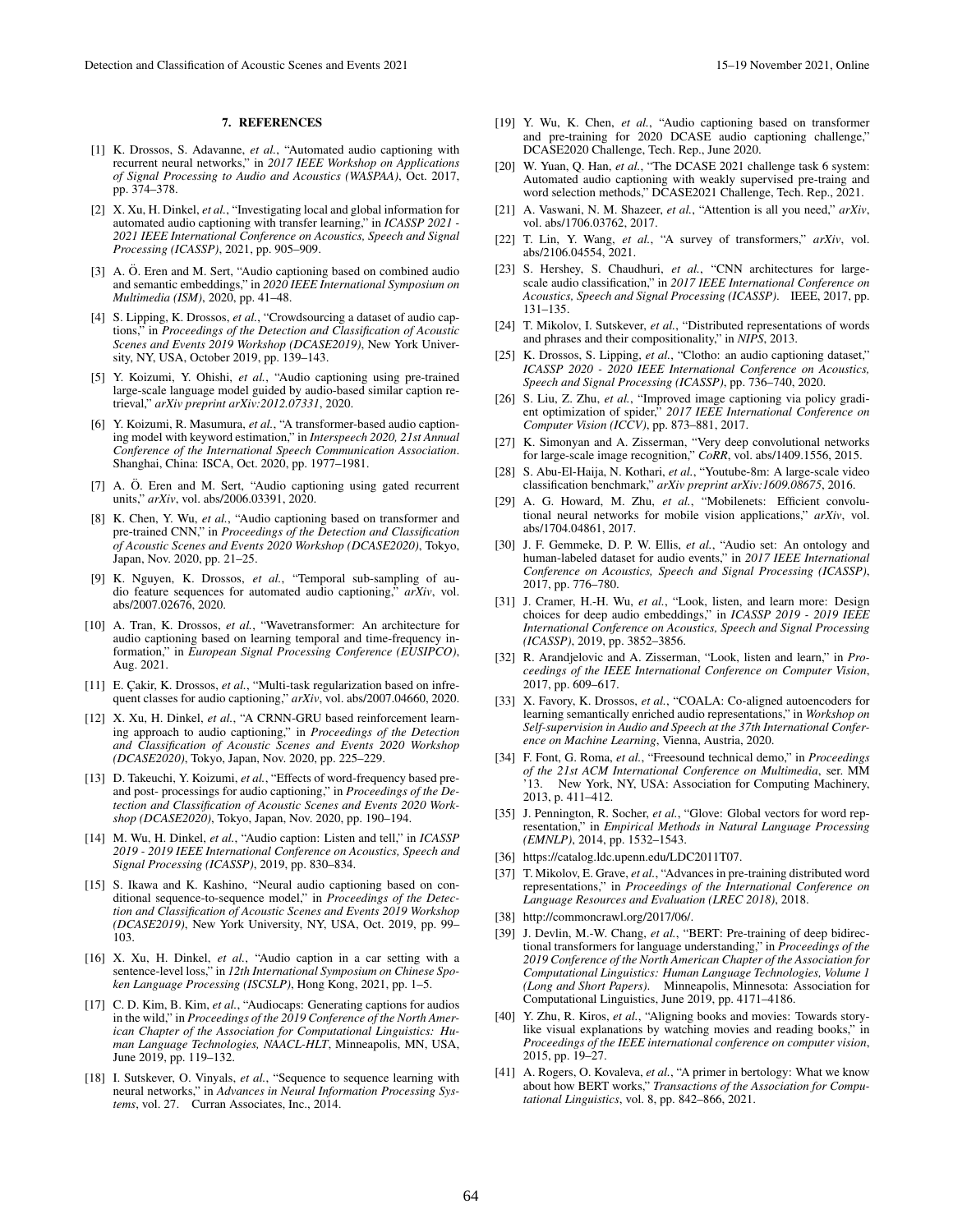## 7. REFERENCES

[1] K. Drossos, S. Adavanne, *et al.*, "Automated audio captioning with recurrent neural networks," in *2017 IEEE Workshop on Applications of Signal Processing to Audio and Acoustics (WASPAA)*, Oct. 2017, pp. 374–378.

[2] X. Xu, H. Dinkel, *et al.*, "Investigating local and global information for automated audio captioning with transfer learning," in *ICASSP 2021 - 2021 IEEE International Conference on Acoustics, Speech and Signal Processing (ICASSP)*, 2021, pp. 905–909.

[3] A. Ö. Eren and M. Sert, "Audio captioning based on combined audio and semantic embeddings," in *2020 IEEE International Symposium on Multimedia (ISM)*, 2020, pp. 41–48.

[4] S. Lipping, K. Drossos, *et al.*, "Crowdsourcing a dataset of audio captions," in *Proceedings of the Detection and Classification of Acoustic Scenes and Events 2019 Workshop (DCASE2019)*, New York University, NY, USA, October 2019, pp. 139–143.

[5] Y. Koizumi, Y. Ohishi, *et al.*, "Audio captioning using pre-trained large-scale language model guided by audio-based similar caption retrieval," *arXiv preprint arXiv:2012.07331*, 2020.

[6] Y. Koizumi, R. Masumura, *et al.*, "A transformer-based audio captioning model with keyword estimation," in *Interspeech 2020, 21st Annual Conference of the International Speech Communication Association*. Shanghai, China: ISCA, Oct. 2020, pp. 1977–1981.

[7] A. Ö. Eren and M. Sert, "Audio captioning using gated recurrent units," *arXiv*, vol. abs/2006.03391, 2020.

[8] K. Chen, Y. Wu, *et al.*, "Audio captioning based on transformer and pre-trained CNN," in *Proceedings of the Detection and Classification of Acoustic Scenes and Events 2020 Workshop (DCASE2020)*, Tokyo, Japan, Nov. 2020, pp. 21–25.

[9] K. Nguyen, K. Drossos, *et al.*, "Temporal sub-sampling of audio feature sequences for automated audio captioning," *arXiv*, vol. abs/2007.02676, 2020.

[10] A. Tran, K. Drossos, *et al.*, "Wavetransformer: An architecture for audio captioning based on learning temporal and time-frequency information," in *European Signal Processing Conference (EUSIPCO)*, Aug. 2021.

[11] E. Çakir, K. Drossos, *et al.*, "Multi-task regularization based on infrequent classes for audio captioning," *arXiv*, vol. abs/2007.04660, 2020.

[12] X. Xu, H. Dinkel, *et al.*, "A CRNN-GRU based reinforcement learning approach to audio captioning," in *Proceedings of the Detection and Classification of Acoustic Scenes and Events 2020 Workshop (DCASE2020)*, Tokyo, Japan, Nov. 2020, pp. 225–229.

[13] D. Takeuchi, Y. Koizumi, *et al.*, "Effects of word-frequency based pre- and post- processings for audio captioning," in *Proceedings of the Detection and Classification of Acoustic Scenes and Events 2020 Workshop (DCASE2020)*, Tokyo, Japan, Nov. 2020, pp. 190–194.

[14] M. Wu, H. Dinkel, *et al.*, "Audio caption: Listen and tell," in *ICASSP 2019 - 2019 IEEE International Conference on Acoustics, Speech and Signal Processing (ICASSP)*, 2019, pp. 830–834.

[15] S. Ikawa and K. Kashino, "Neural audio captioning based on conditional sequence-to-sequence model," in *Proceedings of the Detection and Classification of Acoustic Scenes and Events 2019 Workshop (DCASE2019)*, New York University, NY, USA, Oct. 2019, pp. 99–103.

[16] X. Xu, H. Dinkel, *et al.*, "Audio caption in a car setting with a sentence-level loss," in *12th International Symposium on Chinese Spoken Language Processing (ISCSLP)*, Hong Kong, 2021, pp. 1–5.

[17] C. D. Kim, B. Kim, *et al.*, "Audiocaps: Generating captions for audios in the wild," in *Proceedings of the 2019 Conference of the North American Chapter of the Association for Computational Linguistics: Human Language Technologies, NAACL-HLT*, Minneapolis, MN, USA, June 2019, pp. 119–132.

[18] I. Sutskever, O. Vinyals, *et al.*, "Sequence to sequence learning with neural networks," in *Advances in Neural Information Processing Systems*, vol. 27. Curran Associates, Inc., 2014.

[19] Y. Wu, K. Chen, *et al.*, "Audio captioning based on transformer and pre-training for 2020 DCASE audio captioning challenge," DCASE2020 Challenge, Tech. Rep., June 2020.

[20] W. Yuan, Q. Han, *et al.*, "The DCASE 2021 challenge task 6 system: Automated audio captioning with weakly supervised pre-traing and word selection methods," DCASE2021 Challenge, Tech. Rep., 2021.

[21] A. Vaswani, N. M. Shazeer, *et al.*, "Attention is all you need," *arXiv*, vol. abs/1706.03762, 2017.

[22] T. Lin, Y. Wang, *et al.*, "A survey of transformers," *arXiv*, vol. abs/2106.04554, 2021.

[23] S. Hershey, S. Chaudhuri, *et al.*, "CNN architectures for large-scale audio classification," in *2017 IEEE International Conference on Acoustics, Speech and Signal Processing (ICASSP)*. IEEE, 2017, pp. 131–135.

[24] T. Mikolov, I. Sutskever, *et al.*, "Distributed representations of words and phrases and their compositionality," in *NIPS*, 2013.

[25] K. Drossos, S. Lipping, *et al.*, "Clotho: an audio captioning dataset," *ICASSP 2020 - 2020 IEEE International Conference on Acoustics, Speech and Signal Processing (ICASSP)*, pp. 736–740, 2020.

[26] S. Liu, Z. Zhu, *et al.*, "Improved image captioning via policy gradient optimization of spider," *2017 IEEE International Conference on Computer Vision (ICCV)*, pp. 873–881, 2017.

[27] K. Simonyan and A. Zisserman, "Very deep convolutional networks for large-scale image recognition," *CoRR*, vol. abs/1409.1556, 2015.

[28] S. Abu-El-Haija, N. Kothari, *et al.*, "Youtube-8m: A large-scale video classification benchmark," *arXiv preprint arXiv:1609.08675*, 2016.

[29] A. G. Howard, M. Zhu, *et al.*, "Mobilenets: Efficient convolutional neural networks for mobile vision applications," *arXiv*, vol. abs/1704.04861, 2017.

[30] J. F. Gemmeke, D. P. W. Ellis, *et al.*, "Audio set: An ontology and human-labeled dataset for audio events," in *2017 IEEE International Conference on Acoustics, Speech and Signal Processing (ICASSP)*, 2017, pp. 776–780.

[31] J. Cramer, H.-H. Wu, *et al.*, "Look, listen, and learn more: Design choices for deep audio embeddings," in *ICASSP 2019 - 2019 IEEE International Conference on Acoustics, Speech and Signal Processing (ICASSP)*, 2019, pp. 3852–3856.

[32] R. Arandjelovic and A. Zisserman, "Look, listen and learn," in *Proceedings of the IEEE International Conference on Computer Vision*, 2017, pp. 609–617.

[33] X. Favory, K. Drossos, *et al.*, "COALA: Co-aligned autoencoders for learning semantically enriched audio representations," in *Workshop on Self-supervision in Audio and Speech at the 37th International Conference on Machine Learning*, Vienna, Austria, 2020.

[34] F. Font, G. Roma, *et al.*, "Freesound technical demo," in *Proceedings of the 21st ACM International Conference on Multimedia*, ser. MM '13. New York, NY, USA: Association for Computing Machinery, 2013, p. 411–412.

[35] J. Pennington, R. Socher, *et al.*, "Glove: Global vectors for word representation," in *Empirical Methods in Natural Language Processing (EMNLP)*, 2014, pp. 1532–1543.

[36] https://catalog.ldc.upenn.edu/LDC2011T07.

[37] T. Mikolov, E. Grave, *et al.*, "Advances in pre-training distributed word representations," in *Proceedings of the International Conference on Language Resources and Evaluation (LREC 2018)*, 2018.

[38] http://commoncrawl.org/2017/06/.

[39] J. Devlin, M.-W. Chang, *et al.*, "BERT: Pre-training of deep bidirectional transformers for language understanding," in *Proceedings of the 2019 Conference of the North American Chapter of the Association for Computational Linguistics: Human Language Technologies, Volume 1 (Long and Short Papers)*. Minneapolis, Minnesota: Association for Computational Linguistics, June 2019, pp. 4171–4186.

[40] Y. Zhu, R. Kiros, *et al.*, "Aligning books and movies: Towards story-like visual explanations by watching movies and reading books," in *Proceedings of the IEEE international conference on computer vision*, 2015, pp. 19–27.

[41] A. Rogers, O. Kovaleva, *et al.*, "A primer in bertology: What we know about how BERT works," *Transactions of the Association for Computational Linguistics*, vol. 8, pp. 842–866, 2021.